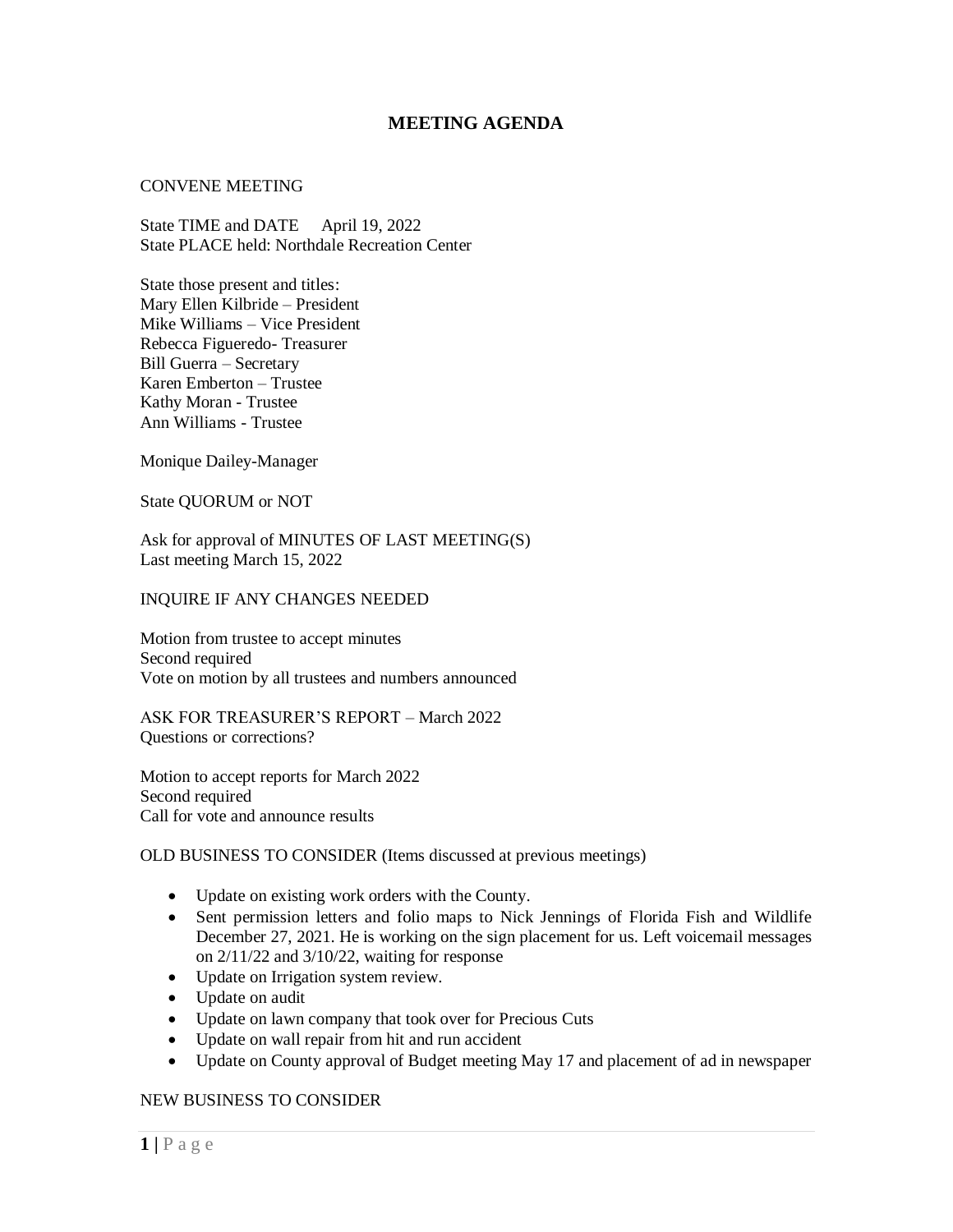# MEETING AGENDA

CONVENE MEETING

State TIME and DATE April 19, 2022
State PLACE held: Northdale Recreation Center

State those present and titles:
Mary Ellen Kilbride – President
Mike Williams – Vice President
Rebecca Figueredo- Treasurer
Bill Guerra – Secretary
Karen Emberton – Trustee
Kathy Moran - Trustee
Ann Williams - Trustee

Monique Dailey-Manager

State QUORUM or NOT

Ask for approval of MINUTES OF LAST MEETING(S)
Last meeting March 15, 2022

INQUIRE IF ANY CHANGES NEEDED

Motion from trustee to accept minutes
Second required
Vote on motion by all trustees and numbers announced

ASK FOR TREASURER'S REPORT – March 2022
Questions or corrections?

Motion to accept reports for March 2022
Second required
Call for vote and announce results

OLD BUSINESS TO CONSIDER (Items discussed at previous meetings)

- Update on existing work orders with the County.
- Sent permission letters and folio maps to Nick Jennings of Florida Fish and Wildlife December 27, 2021. He is working on the sign placement for us. Left voicemail messages on 2/11/22 and 3/10/22, waiting for response
- Update on Irrigation system review.
- Update on audit
- Update on lawn company that took over for Precious Cuts
- Update on wall repair from hit and run accident
- Update on County approval of Budget meeting May 17 and placement of ad in newspaper

NEW BUSINESS TO CONSIDER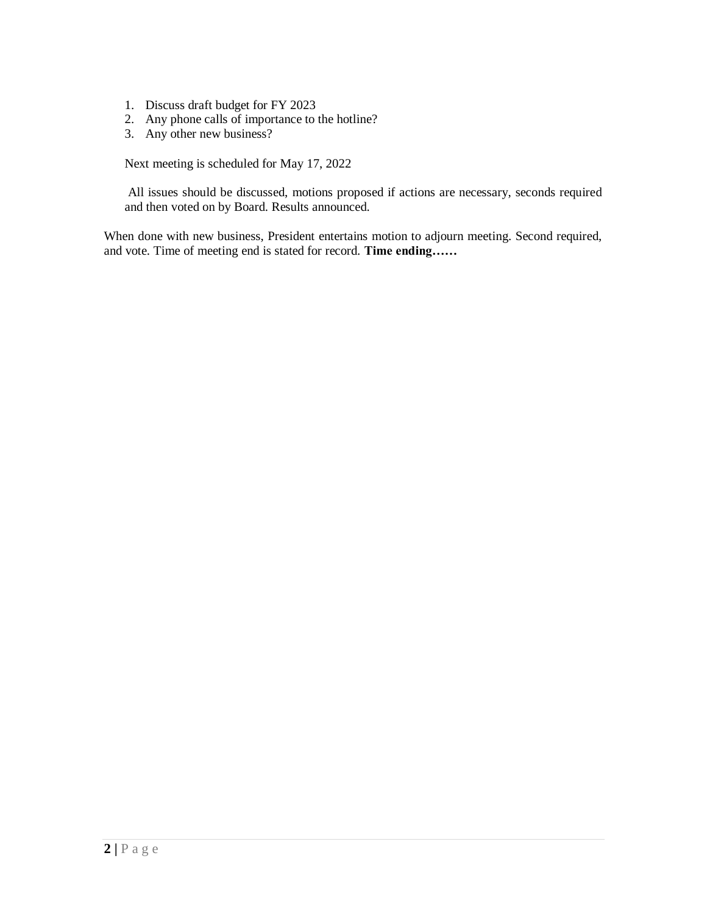1. Discuss draft budget for FY 2023
2. Any phone calls of importance to the hotline?
3. Any other new business?

Next meeting is scheduled for May 17, 2022

All issues should be discussed, motions proposed if actions are necessary, seconds required and then voted on by Board. Results announced.

When done with new business, President entertains motion to adjourn meeting. Second required, and vote. Time of meeting end is stated for record. **Time ending……**